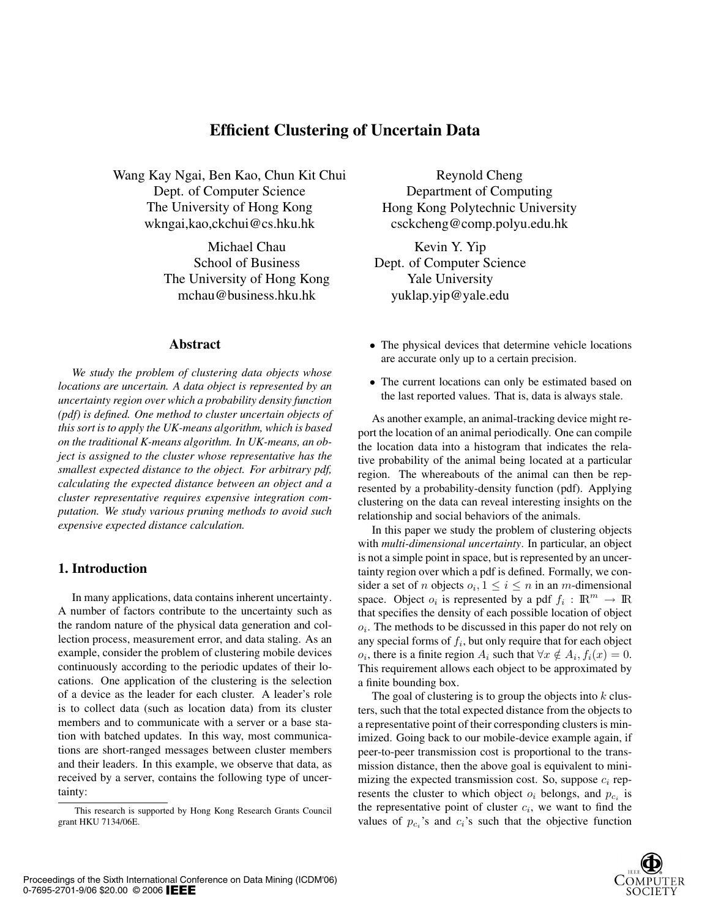# Efficient Clustering of Uncertain Data

Wang Kay Ngai, Ben Kao, Chun Kit Chui
Dept. of Computer Science
The University of Hong Kong
wkngai,kao,ckchui@cs.hku.hk

Reynold Cheng
Department of Computing
Hong Kong Polytechnic University
csckcheng@comp.polyu.edu.hk

Michael Chau
School of Business
The University of Hong Kong
mchau@business.hku.hk

Kevin Y. Yip
Dept. of Computer Science
Yale University
yuklap.yip@yale.edu

## Abstract

*We study the problem of clustering data objects whose locations are uncertain. A data object is represented by an uncertainty region over which a probability density function (pdf) is defined. One method to cluster uncertain objects of this sort is to apply the UK-means algorithm, which is based on the traditional K-means algorithm. In UK-means, an object is assigned to the cluster whose representative has the smallest expected distance to the object. For arbitrary pdf, calculating the expected distance between an object and a cluster representative requires expensive integration computation. We study various pruning methods to avoid such expensive expected distance calculation.*

## 1. Introduction

In many applications, data contains inherent uncertainty. A number of factors contribute to the uncertainty such as the random nature of the physical data generation and collection process, measurement error, and data staling. As an example, consider the problem of clustering mobile devices continuously according to the periodic updates of their locations. One application of the clustering is the selection of a device as the leader for each cluster. A leader's role is to collect data (such as location data) from its cluster members and to communicate with a server or a base station with batched updates. In this way, most communications are short-ranged messages between cluster members and their leaders. In this example, we observe that data, as received by a server, contains the following type of uncertainty:

- The physical devices that determine vehicle locations are accurate only up to a certain precision.
- The current locations can only be estimated based on the last reported values. That is, data is always stale.

As another example, an animal-tracking device might report the location of an animal periodically. One can compile the location data into a histogram that indicates the relative probability of the animal being located at a particular region. The whereabouts of the animal can then be represented by a probability-density function (pdf). Applying clustering on the data can reveal interesting insights on the relationship and social behaviors of the animals.

In this paper we study the problem of clustering objects with *multi-dimensional uncertainty*. In particular, an object is not a simple point in space, but is represented by an uncertainty region over which a pdf is defined. Formally, we consider a set of $n$ objects $o_i, 1 \leq i \leq n$ in an $m$-dimensional space. Object $o_i$ is represented by a pdf $f_i : \mathbb{R}^m \rightarrow \mathbb{R}$ that specifies the density of each possible location of object $o_i$. The methods to be discussed in this paper do not rely on any special forms of $f_i$, but only require that for each object $o_i$, there is a finite region $A_i$ such that $\forall x \notin A_i, f_i(x) = 0$. This requirement allows each object to be approximated by a finite bounding box.

The goal of clustering is to group the objects into $k$ clusters, such that the total expected distance from the objects to a representative point of their corresponding clusters is minimized. Going back to our mobile-device example again, if peer-to-peer transmission cost is proportional to the transmission distance, then the above goal is equivalent to minimizing the expected transmission cost. So, suppose $c_i$ represents the cluster to which object $o_i$ belongs, and $p_{c_i}$ is the representative point of cluster $c_i$, we want to find the values of $p_{c_i}$'s and $c_i$'s such that the objective function

This research is supported by Hong Kong Research Grants Council grant HKU 7134/06E.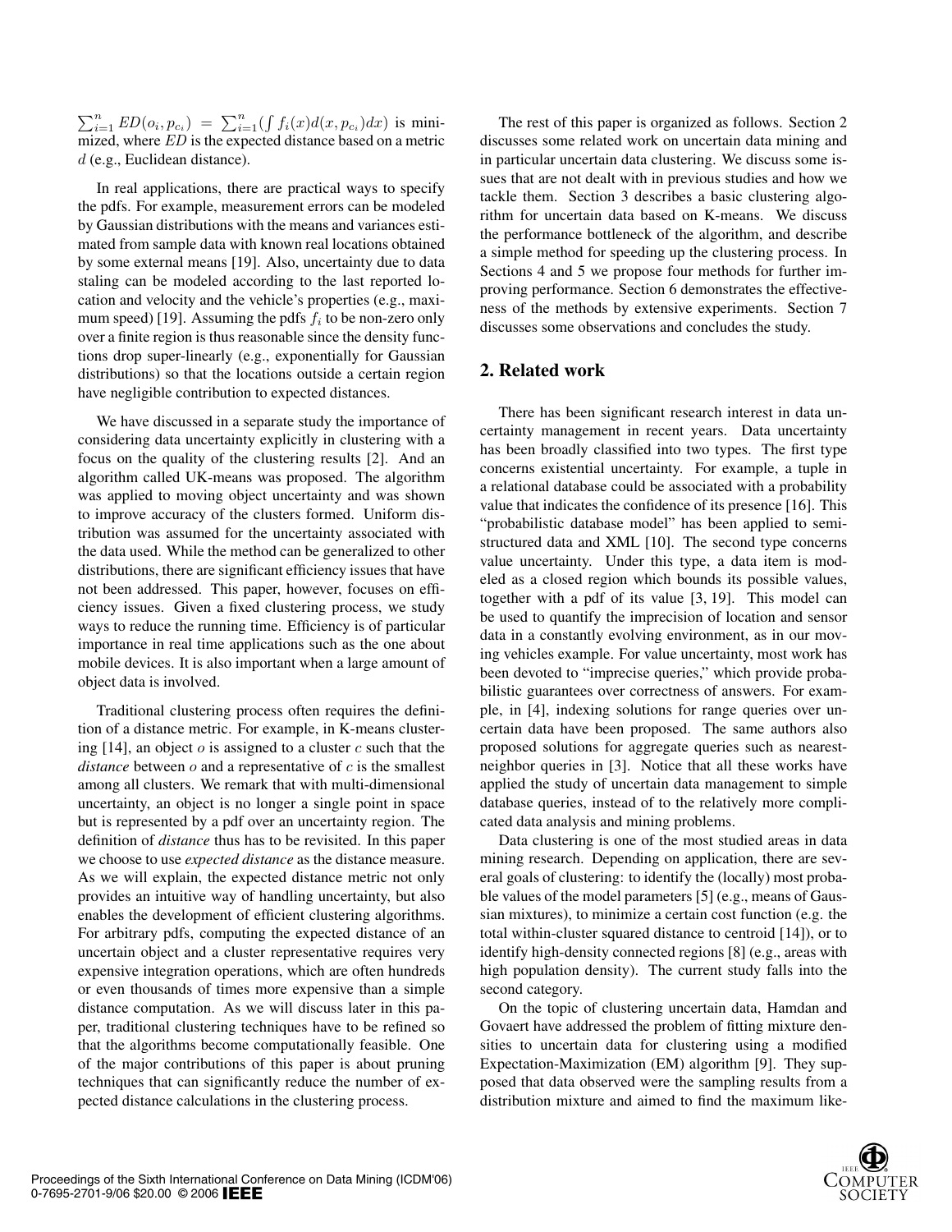$\sum_{i=1}^{n} ED(o_i, p_{c_i}) = \sum_{i=1}^{n}(\int f_i(x)d(x, p_{c_i})dx)$ is minimized, where $ED$ is the expected distance based on a metric $d$ (e.g., Euclidean distance).

In real applications, there are practical ways to specify the pdfs. For example, measurement errors can be modeled by Gaussian distributions with the means and variances estimated from sample data with known real locations obtained by some external means [19]. Also, uncertainty due to data staling can be modeled according to the last reported location and velocity and the vehicle's properties (e.g., maximum speed) [19]. Assuming the pdfs $f_i$ to be non-zero only over a finite region is thus reasonable since the density functions drop super-linearly (e.g., exponentially for Gaussian distributions) so that the locations outside a certain region have negligible contribution to expected distances.

We have discussed in a separate study the importance of considering data uncertainty explicitly in clustering with a focus on the quality of the clustering results [2]. And an algorithm called UK-means was proposed. The algorithm was applied to moving object uncertainty and was shown to improve accuracy of the clusters formed. Uniform distribution was assumed for the uncertainty associated with the data used. While the method can be generalized to other distributions, there are significant efficiency issues that have not been addressed. This paper, however, focuses on efficiency issues. Given a fixed clustering process, we study ways to reduce the running time. Efficiency is of particular importance in real time applications such as the one about mobile devices. It is also important when a large amount of object data is involved.

Traditional clustering process often requires the definition of a distance metric. For example, in K-means clustering [14], an object $o$ is assigned to a cluster $c$ such that the *distance* between $o$ and a representative of $c$ is the smallest among all clusters. We remark that with multi-dimensional uncertainty, an object is no longer a single point in space but is represented by a pdf over an uncertainty region. The definition of *distance* thus has to be revisited. In this paper we choose to use *expected distance* as the distance measure. As we will explain, the expected distance metric not only provides an intuitive way of handling uncertainty, but also enables the development of efficient clustering algorithms. For arbitrary pdfs, computing the expected distance of an uncertain object and a cluster representative requires very expensive integration operations, which are often hundreds or even thousands of times more expensive than a simple distance computation. As we will discuss later in this paper, traditional clustering techniques have to be refined so that the algorithms become computationally feasible. One of the major contributions of this paper is about pruning techniques that can significantly reduce the number of expected distance calculations in the clustering process.

The rest of this paper is organized as follows. Section 2 discusses some related work on uncertain data mining and in particular uncertain data clustering. We discuss some issues that are not dealt with in previous studies and how we tackle them. Section 3 describes a basic clustering algorithm for uncertain data based on K-means. We discuss the performance bottleneck of the algorithm, and describe a simple method for speeding up the clustering process. In Sections 4 and 5 we propose four methods for further improving performance. Section 6 demonstrates the effectiveness of the methods by extensive experiments. Section 7 discusses some observations and concludes the study.

## 2. Related work

There has been significant research interest in data uncertainty management in recent years. Data uncertainty has been broadly classified into two types. The first type concerns existential uncertainty. For example, a tuple in a relational database could be associated with a probability value that indicates the confidence of its presence [16]. This "probabilistic database model" has been applied to semi-structured data and XML [10]. The second type concerns value uncertainty. Under this type, a data item is modeled as a closed region which bounds its possible values, together with a pdf of its value [3, 19]. This model can be used to quantify the imprecision of location and sensor data in a constantly evolving environment, as in our moving vehicles example. For value uncertainty, most work has been devoted to "imprecise queries," which provide probabilistic guarantees over correctness of answers. For example, in [4], indexing solutions for range queries over uncertain data have been proposed. The same authors also proposed solutions for aggregate queries such as nearest-neighbor queries in [3]. Notice that all these works have applied the study of uncertain data management to simple database queries, instead of to the relatively more complicated data analysis and mining problems.

Data clustering is one of the most studied areas in data mining research. Depending on application, there are several goals of clustering: to identify the (locally) most probable values of the model parameters [5] (e.g., means of Gaussian mixtures), to minimize a certain cost function (e.g. the total within-cluster squared distance to centroid [14]), or to identify high-density connected regions [8] (e.g., areas with high population density). The current study falls into the second category.

On the topic of clustering uncertain data, Hamdan and Govaert have addressed the problem of fitting mixture densities to uncertain data for clustering using a modified Expectation-Maximization (EM) algorithm [9]. They supposed that data observed were the sampling results from a distribution mixture and aimed to find the maximum like-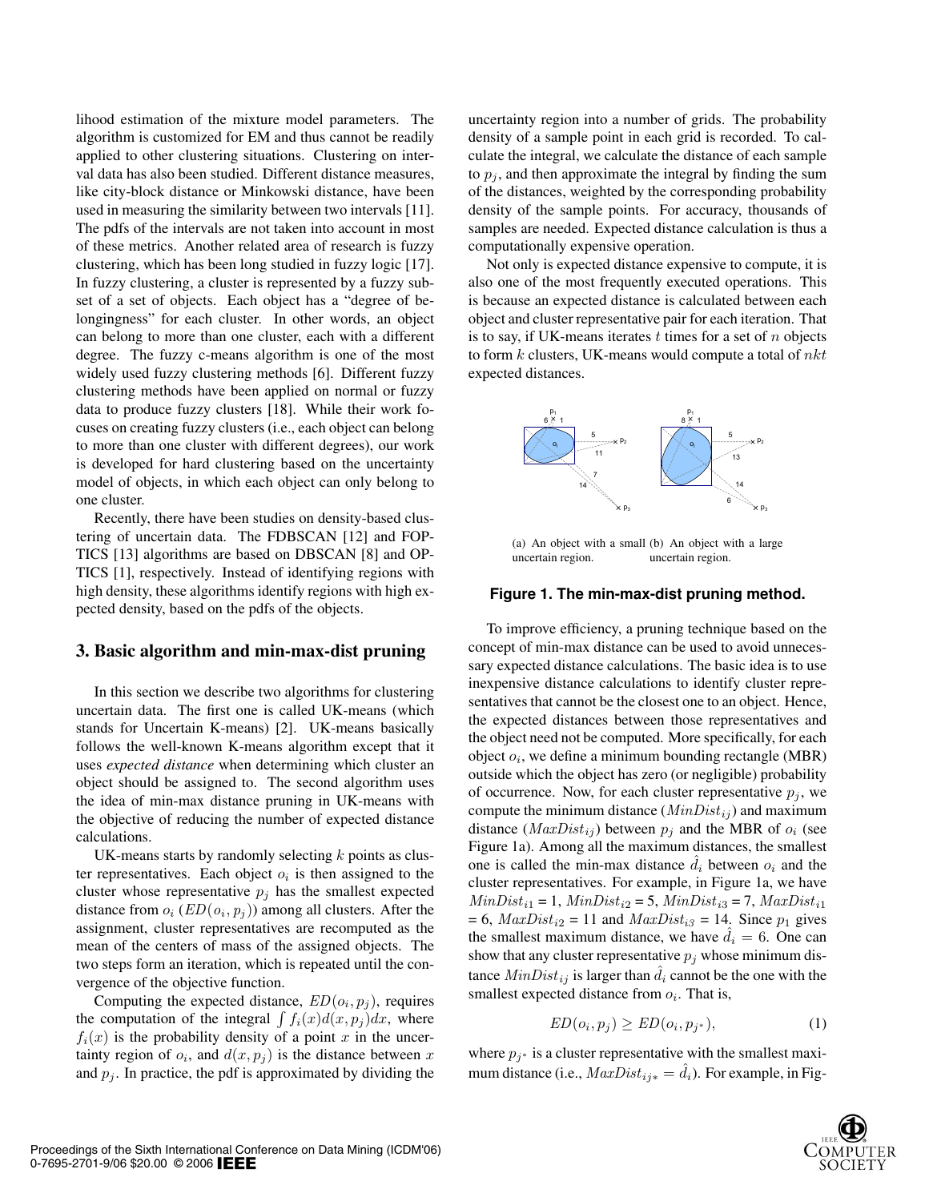lihood estimation of the mixture model parameters. The algorithm is customized for EM and thus cannot be readily applied to other clustering situations. Clustering on interval data has also been studied. Different distance measures, like city-block distance or Minkowski distance, have been used in measuring the similarity between two intervals [11]. The pdfs of the intervals are not taken into account in most of these metrics. Another related area of research is fuzzy clustering, which has been long studied in fuzzy logic [17]. In fuzzy clustering, a cluster is represented by a fuzzy subset of a set of objects. Each object has a "degree of belongingness" for each cluster. In other words, an object can belong to more than one cluster, each with a different degree. The fuzzy c-means algorithm is one of the most widely used fuzzy clustering methods [6]. Different fuzzy clustering methods have been applied on normal or fuzzy data to produce fuzzy clusters [18]. While their work focuses on creating fuzzy clusters (i.e., each object can belong to more than one cluster with different degrees), our work is developed for hard clustering based on the uncertainty model of objects, in which each object can only belong to one cluster.

Recently, there have been studies on density-based clustering of uncertain data. The FDBSCAN [12] and FOPTICS [13] algorithms are based on DBSCAN [8] and OPTICS [1], respectively. Instead of identifying regions with high density, these algorithms identify regions with high expected density, based on the pdfs of the objects.

## 3. Basic algorithm and min-max-dist pruning

In this section we describe two algorithms for clustering uncertain data. The first one is called UK-means (which stands for Uncertain K-means) [2]. UK-means basically follows the well-known K-means algorithm except that it uses *expected distance* when determining which cluster an object should be assigned to. The second algorithm uses the idea of min-max distance pruning in UK-means with the objective of reducing the number of expected distance calculations.

UK-means starts by randomly selecting $k$ points as cluster representatives. Each object $o_i$ is then assigned to the cluster whose representative $p_j$ has the smallest expected distance from $o_i$ ($ED(o_i, p_j)$) among all clusters. After the assignment, cluster representatives are recomputed as the mean of the centers of mass of the assigned objects. The two steps form an iteration, which is repeated until the convergence of the objective function.

Computing the expected distance, $ED(o_i, p_j)$, requires the computation of the integral $\int f_i(x)d(x, p_j)dx$, where $f_i(x)$ is the probability density of a point $x$ in the uncertainty region of $o_i$, and $d(x, p_j)$ is the distance between $x$ and $p_j$. In practice, the pdf is approximated by dividing the uncertainty region into a number of grids. The probability density of a sample point in each grid is recorded. To calculate the integral, we calculate the distance of each sample to $p_j$, and then approximate the integral by finding the sum of the distances, weighted by the corresponding probability density of the sample points. For accuracy, thousands of samples are needed. Expected distance calculation is thus a computationally expensive operation.

Not only is expected distance expensive to compute, it is also one of the most frequently executed operations. This is because an expected distance is calculated between each object and cluster representative pair for each iteration. That is to say, if UK-means iterates $t$ times for a set of $n$ objects to form $k$ clusters, UK-means would compute a total of $nkt$ expected distances.

(a) An object with a small uncertain region. (b) An object with a large uncertain region.

**Figure 1. The min-max-dist pruning method.**

To improve efficiency, a pruning technique based on the concept of min-max distance can be used to avoid unnecessary expected distance calculations. The basic idea is to use inexpensive distance calculations to identify cluster representatives that cannot be the closest one to an object. Hence, the expected distances between those representatives and the object need not be computed. More specifically, for each object $o_i$, we define a minimum bounding rectangle (MBR) outside which the object has zero (or negligible) probability of occurrence. Now, for each cluster representative $p_j$, we compute the minimum distance ($MinDist_{ij}$) and maximum distance ($MaxDist_{ij}$) between $p_j$ and the MBR of $o_i$ (see Figure 1a). Among all the maximum distances, the smallest one is called the min-max distance $\hat{d}_i$ between $o_i$ and the cluster representatives. For example, in Figure 1a, we have $MinDist_{i1}$ = 1, $MinDist_{i2}$ = 5, $MinDist_{i3}$ = 7, $MaxDist_{i1}$ = 6, $MaxDist_{i2}$ = 11 and $MaxDist_{i3}$ = 14. Since $p_1$ gives the smallest maximum distance, we have $\hat{d}_i = 6$. One can show that any cluster representative $p_j$ whose minimum distance $MinDist_{ij}$ is larger than $\hat{d}_i$ cannot be the one with the smallest expected distance from $o_i$. That is,

$$ED(o_i, p_j) \geq ED(o_i, p_{j^*}), \tag{1}$$

where $p_{j^*}$ is a cluster representative with the smallest maximum distance (i.e., $MaxDist_{ij^*} = \hat{d}_i$). For example, in Fig-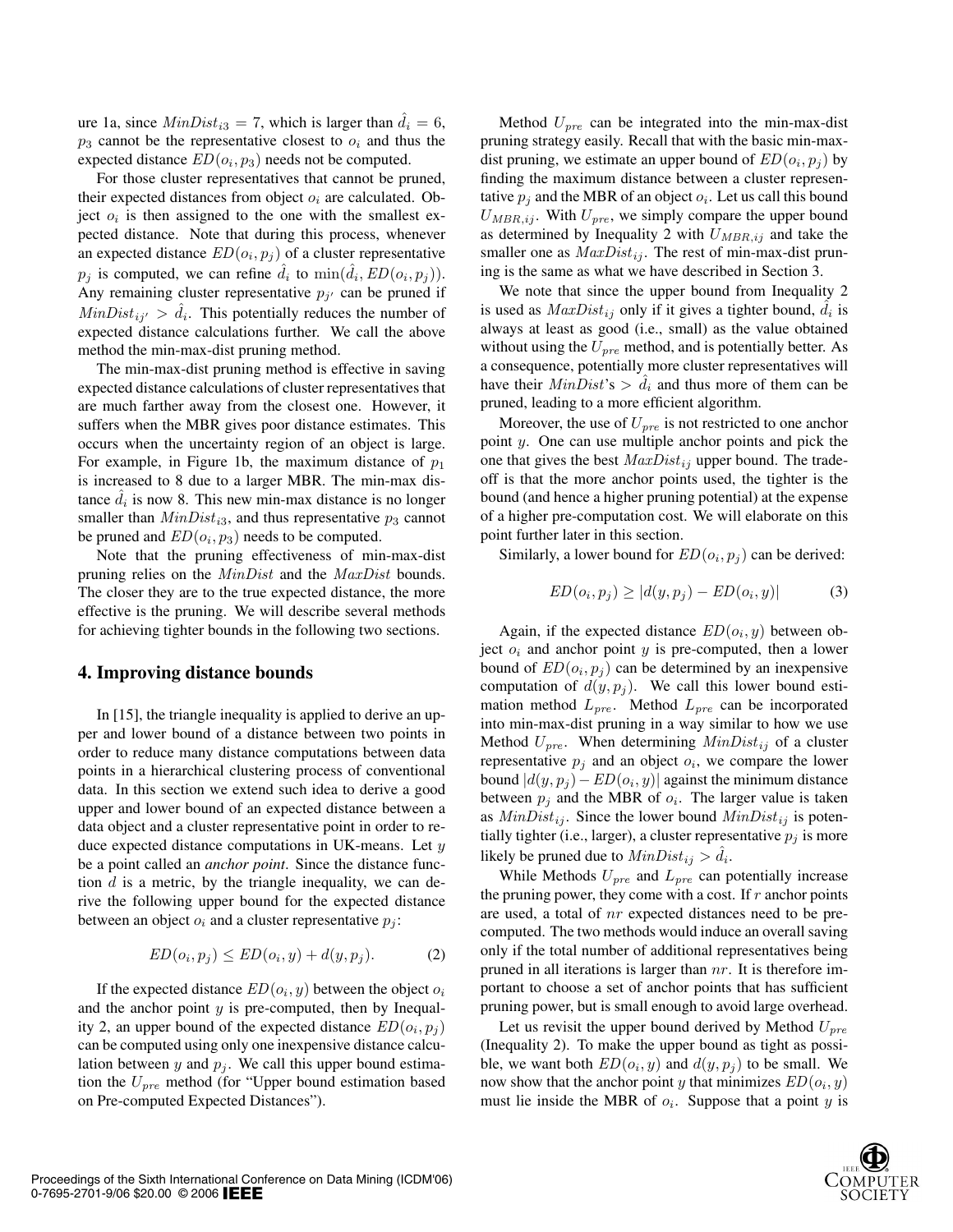ure 1a, since $MinDist_{i3} = 7$, which is larger than $\hat{d}_i = 6$, $p_3$ cannot be the representative closest to $o_i$ and thus the expected distance $ED(o_i, p_3)$ needs not be computed.

For those cluster representatives that cannot be pruned, their expected distances from object $o_i$ are calculated. Object $o_i$ is then assigned to the one with the smallest expected distance. Note that during this process, whenever an expected distance $ED(o_i, p_j)$ of a cluster representative $p_j$ is computed, we can refine $\hat{d}_i$ to $\min(\hat{d}_i, ED(o_i, p_j))$. Any remaining cluster representative $p_{j'}$ can be pruned if $MinDist_{ij'} > \hat{d}_i$. This potentially reduces the number of expected distance calculations further. We call the above method the min-max-dist pruning method.

The min-max-dist pruning method is effective in saving expected distance calculations of cluster representatives that are much farther away from the closest one. However, it suffers when the MBR gives poor distance estimates. This occurs when the uncertainty region of an object is large. For example, in Figure 1b, the maximum distance of $p_1$ is increased to 8 due to a larger MBR. The min-max distance $\hat{d}_i$ is now 8. This new min-max distance is no longer smaller than $MinDist_{i3}$, and thus representative $p_3$ cannot be pruned and $ED(o_i, p_3)$ needs to be computed.

Note that the pruning effectiveness of min-max-dist pruning relies on the $MinDist$ and the $MaxDist$ bounds. The closer they are to the true expected distance, the more effective is the pruning. We will describe several methods for achieving tighter bounds in the following two sections.

## 4. Improving distance bounds

In [15], the triangle inequality is applied to derive an upper and lower bound of a distance between two points in order to reduce many distance computations between data points in a hierarchical clustering process of conventional data. In this section we extend such idea to derive a good upper and lower bound of an expected distance between a data object and a cluster representative point in order to reduce expected distance computations in UK-means. Let $y$ be a point called an *anchor point*. Since the distance function $d$ is a metric, by the triangle inequality, we can derive the following upper bound for the expected distance between an object $o_i$ and a cluster representative $p_j$:

$$ED(o_i, p_j) \leq ED(o_i, y) + d(y, p_j). \tag{2}$$

If the expected distance $ED(o_i, y)$ between the object $o_i$ and the anchor point $y$ is pre-computed, then by Inequality 2, an upper bound of the expected distance $ED(o_i, p_j)$ can be computed using only one inexpensive distance calculation between $y$ and $p_j$. We call this upper bound estimation the $U_{pre}$ method (for "Upper bound estimation based on Pre-computed Expected Distances").

Method $U_{pre}$ can be integrated into the min-max-dist pruning strategy easily. Recall that with the basic min-max-dist pruning, we estimate an upper bound of $ED(o_i, p_j)$ by finding the maximum distance between a cluster representative $p_j$ and the MBR of an object $o_i$. Let us call this bound $U_{MBR,ij}$. With $U_{pre}$, we simply compare the upper bound as determined by Inequality 2 with $U_{MBR,ij}$ and take the smaller one as $MaxDist_{ij}$. The rest of min-max-dist pruning is the same as what we have described in Section 3.

We note that since the upper bound from Inequality 2 is used as $MaxDist_{ij}$ only if it gives a tighter bound, $\hat{d}_i$ is always at least as good (i.e., small) as the value obtained without using the $U_{pre}$ method, and is potentially better. As a consequence, potentially more cluster representatives will have their $MinDist$'s $> \hat{d}_i$ and thus more of them can be pruned, leading to a more efficient algorithm.

Moreover, the use of $U_{pre}$ is not restricted to one anchor point $y$. One can use multiple anchor points and pick the one that gives the best $MaxDist_{ij}$ upper bound. The tradeoff is that the more anchor points used, the tighter is the bound (and hence a higher pruning potential) at the expense of a higher pre-computation cost. We will elaborate on this point further later in this section.

Similarly, a lower bound for $ED(o_i, p_j)$ can be derived:

$$ED(o_i, p_j) \geq |d(y, p_j) - ED(o_i, y)| \tag{3}$$

Again, if the expected distance $ED(o_i, y)$ between object $o_i$ and anchor point $y$ is pre-computed, then a lower bound of $ED(o_i, p_j)$ can be determined by an inexpensive computation of $d(y, p_j)$. We call this lower bound estimation method $L_{pre}$. Method $L_{pre}$ can be incorporated into min-max-dist pruning in a way similar to how we use Method $U_{pre}$. When determining $MinDist_{ij}$ of a cluster representative $p_j$ and an object $o_i$, we compare the lower bound $|d(y, p_j) - ED(o_i, y)|$ against the minimum distance between $p_j$ and the MBR of $o_i$. The larger value is taken as $MinDist_{ij}$. Since the lower bound $MinDist_{ij}$ is potentially tighter (i.e., larger), a cluster representative $p_j$ is more likely be pruned due to $MinDist_{ij} > \hat{d}_i$.

While Methods $U_{pre}$ and $L_{pre}$ can potentially increase the pruning power, they come with a cost. If $r$ anchor points are used, a total of $nr$ expected distances need to be pre-computed. The two methods would induce an overall saving only if the total number of additional representatives being pruned in all iterations is larger than $nr$. It is therefore important to choose a set of anchor points that has sufficient pruning power, but is small enough to avoid large overhead.

Let us revisit the upper bound derived by Method $U_{pre}$ (Inequality 2). To make the upper bound as tight as possible, we want both $ED(o_i, y)$ and $d(y, p_j)$ to be small. We now show that the anchor point $y$ that minimizes $ED(o_i, y)$ must lie inside the MBR of $o_i$. Suppose that a point $y$ is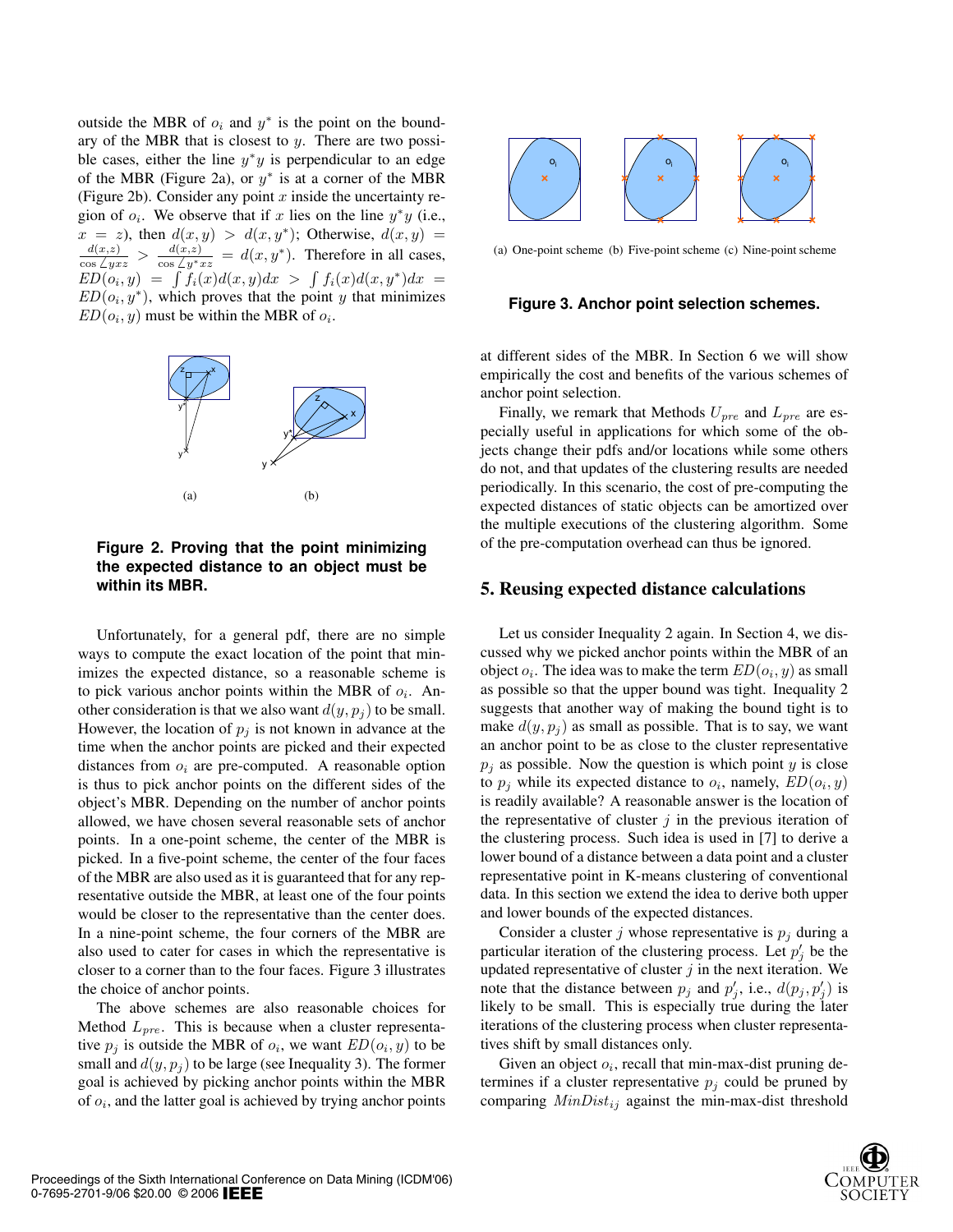outside the MBR of $o_i$ and $y^*$ is the point on the boundary of the MBR that is closest to $y$. There are two possible cases, either the line $y^*y$ is perpendicular to an edge of the MBR (Figure 2a), or $y^*$ is at a corner of the MBR (Figure 2b). Consider any point $x$ inside the uncertainty region of $o_i$. We observe that if $x$ lies on the line $y^*y$ (i.e., $x = z$), then $d(x, y) > d(x, y^*)$; Otherwise, $d(x, y) = \frac{d(x,z)}{\cos \angle yxz} > \frac{d(x,z)}{\cos \angle y^*xz} = d(x, y^*)$. Therefore in all cases, $ED(o_i, y) = \int f_i(x)d(x, y)dx > \int f_i(x)d(x, y^*)dx = ED(o_i, y^*)$, which proves that the point $y$ that minimizes $ED(o_i, y)$ must be within the MBR of $o_i$.

(a) (b)

**Figure 2. Proving that the point minimizing the expected distance to an object must be within its MBR.**

Unfortunately, for a general pdf, there are no simple ways to compute the exact location of the point that minimizes the expected distance, so a reasonable scheme is to pick various anchor points within the MBR of $o_i$. Another consideration is that we also want $d(y, p_j)$ to be small. However, the location of $p_j$ is not known in advance at the time when the anchor points are picked and their expected distances from $o_i$ are pre-computed. A reasonable option is thus to pick anchor points on the different sides of the object's MBR. Depending on the number of anchor points allowed, we have chosen several reasonable sets of anchor points. In a one-point scheme, the center of the MBR is picked. In a five-point scheme, the center of the four faces of the MBR are also used as it is guaranteed that for any representative outside the MBR, at least one of the four points would be closer to the representative than the center does. In a nine-point scheme, the four corners of the MBR are also used to cater for cases in which the representative is closer to a corner than to the four faces. Figure 3 illustrates the choice of anchor points.

The above schemes are also reasonable choices for Method $L_{pre}$. This is because when a cluster representative $p_j$ is outside the MBR of $o_i$, we want $ED(o_i, y)$ to be small and $d(y, p_j)$ to be large (see Inequality 3). The former goal is achieved by picking anchor points within the MBR of $o_i$, and the latter goal is achieved by trying anchor points at different sides of the MBR. In Section 6 we will show empirically the cost and benefits of the various schemes of anchor point selection.

(a) One-point scheme (b) Five-point scheme (c) Nine-point scheme

**Figure 3. Anchor point selection schemes.**

Finally, we remark that Methods $U_{pre}$ and $L_{pre}$ are especially useful in applications for which some of the objects change their pdfs and/or locations while some others do not, and that updates of the clustering results are needed periodically. In this scenario, the cost of pre-computing the expected distances of static objects can be amortized over the multiple executions of the clustering algorithm. Some of the pre-computation overhead can thus be ignored.

## 5. Reusing expected distance calculations

Let us consider Inequality 2 again. In Section 4, we discussed why we picked anchor points within the MBR of an object $o_i$. The idea was to make the term $ED(o_i, y)$ as small as possible so that the upper bound was tight. Inequality 2 suggests that another way of making the bound tight is to make $d(y, p_j)$ as small as possible. That is to say, we want an anchor point to be as close to the cluster representative $p_j$ as possible. Now the question is which point $y$ is close to $p_j$ while its expected distance to $o_i$, namely, $ED(o_i, y)$ is readily available? A reasonable answer is the location of the representative of cluster $j$ in the previous iteration of the clustering process. Such idea is used in [7] to derive a lower bound of a distance between a data point and a cluster representative point in K-means clustering of conventional data. In this section we extend the idea to derive both upper and lower bounds of the expected distances.

Consider a cluster $j$ whose representative is $p_j$ during a particular iteration of the clustering process. Let $p'_j$ be the updated representative of cluster $j$ in the next iteration. We note that the distance between $p_j$ and $p'_j$, i.e., $d(p_j, p'_j)$ is likely to be small. This is especially true during the later iterations of the clustering process when cluster representatives shift by small distances only.

Given an object $o_i$, recall that min-max-dist pruning determines if a cluster representative $p_j$ could be pruned by comparing $MinDist_{ij}$ against the min-max-dist threshold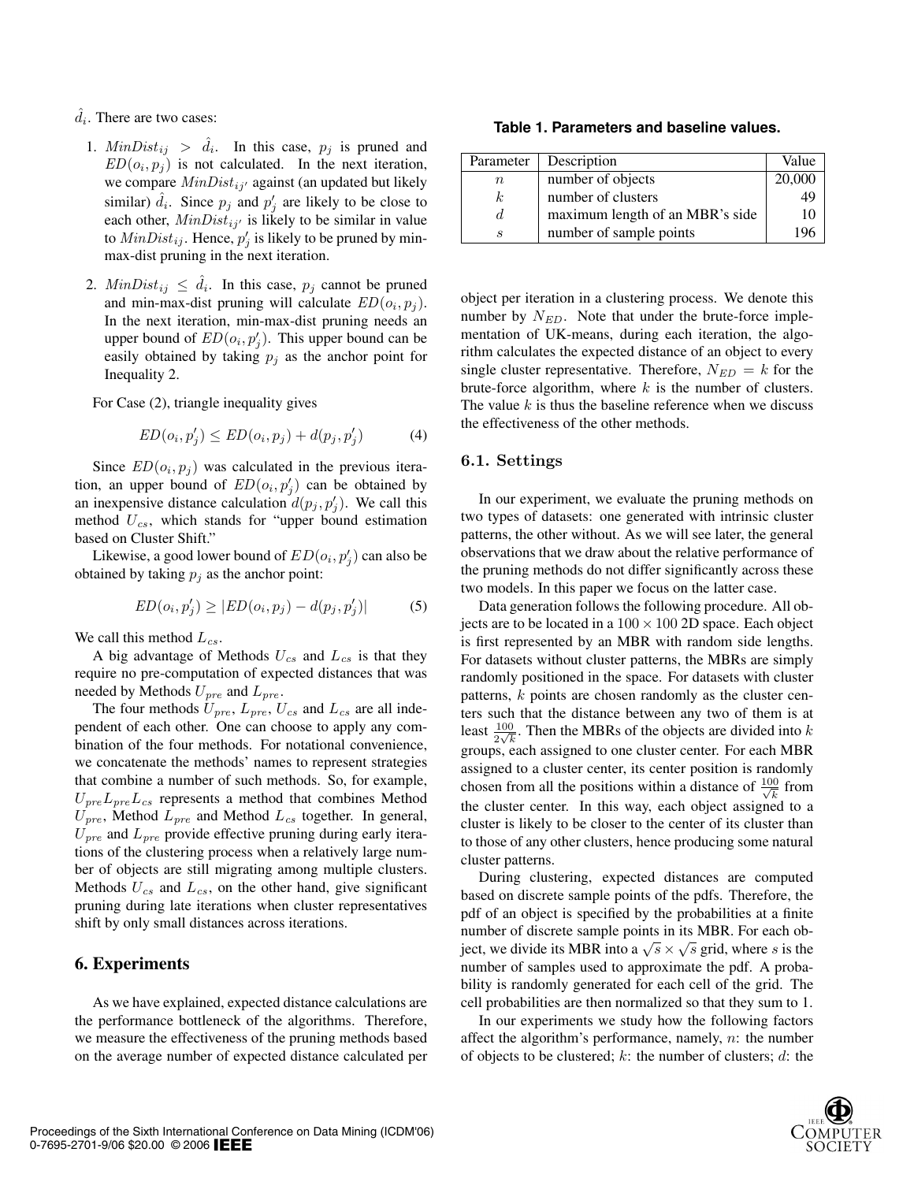$\hat{d}_i$. There are two cases:

1. $MinDist_{ij} > \hat{d}_i$. In this case, $p_j$ is pruned and $ED(o_i, p_j)$ is not calculated. In the next iteration, we compare $MinDist_{ij'}$ against (an updated but likely similar) $\hat{d}_i$. Since $p_j$ and $p'_j$ are likely to be close to each other, $MinDist_{ij'}$ is likely to be similar in value to $MinDist_{ij}$. Hence, $p'_j$ is likely to be pruned by min-max-dist pruning in the next iteration.

2. $MinDist_{ij} \leq \hat{d}_i$. In this case, $p_j$ cannot be pruned and min-max-dist pruning will calculate $ED(o_i, p_j)$. In the next iteration, min-max-dist pruning needs an upper bound of $ED(o_i, p'_j)$. This upper bound can be easily obtained by taking $p_j$ as the anchor point for Inequality 2.

For Case (2), triangle inequality gives

$$ED(o_i, p'_j) \leq ED(o_i, p_j) + d(p_j, p'_j) \tag{4}$$

Since $ED(o_i, p_j)$ was calculated in the previous iteration, an upper bound of $ED(o_i, p'_j)$ can be obtained by an inexpensive distance calculation $d(p_j, p'_j)$. We call this method $U_{cs}$, which stands for "upper bound estimation based on Cluster Shift."

Likewise, a good lower bound of $ED(o_i, p'_j)$ can also be obtained by taking $p_j$ as the anchor point:

$$ED(o_i, p'_j) \geq |ED(o_i, p_j) - d(p_j, p'_j)| \tag{5}$$

We call this method $L_{cs}$.

A big advantage of Methods $U_{cs}$ and $L_{cs}$ is that they require no pre-computation of expected distances that was needed by Methods $U_{pre}$ and $L_{pre}$.

The four methods $U_{pre}$, $L_{pre}$, $U_{cs}$ and $L_{cs}$ are all independent of each other. One can choose to apply any combination of the four methods. For notational convenience, we concatenate the methods' names to represent strategies that combine a number of such methods. So, for example, $U_{pre}L_{pre}L_{cs}$ represents a method that combines Method $U_{pre}$, Method $L_{pre}$ and Method $L_{cs}$ together. In general, $U_{pre}$ and $L_{pre}$ provide effective pruning during early iterations of the clustering process when a relatively large number of objects are still migrating among multiple clusters. Methods $U_{cs}$ and $L_{cs}$, on the other hand, give significant pruning during late iterations when cluster representatives shift by only small distances across iterations.

# 6. Experiments

As we have explained, expected distance calculations are the performance bottleneck of the algorithms. Therefore, we measure the effectiveness of the pruning methods based on the average number of expected distance calculated per object per iteration in a clustering process. We denote this number by $N_{ED}$. Note that under the brute-force implementation of UK-means, during each iteration, the algorithm calculates the expected distance of an object to every single cluster representative. Therefore, $N_{ED} = k$ for the brute-force algorithm, where $k$ is the number of clusters. The value $k$ is thus the baseline reference when we discuss the effectiveness of the other methods.

**Table 1. Parameters and baseline values.**

| Parameter | Description | Value |
|---|---|---|
| $n$ | number of objects | 20,000 |
| $k$ | number of clusters | 49 |
| $d$ | maximum length of an MBR's side | 10 |
| $s$ | number of sample points | 196 |

## 6.1. Settings

In our experiment, we evaluate the pruning methods on two types of datasets: one generated with intrinsic cluster patterns, the other without. As we will see later, the general observations that we draw about the relative performance of the pruning methods do not differ significantly across these two models. In this paper we focus on the latter case.

Data generation follows the following procedure. All objects are to be located in a $100 \times 100$ 2D space. Each object is first represented by an MBR with random side lengths. For datasets without cluster patterns, the MBRs are simply randomly positioned in the space. For datasets with cluster patterns, $k$ points are chosen randomly as the cluster centers such that the distance between any two of them is at least $\frac{100}{2\sqrt{k}}$. Then the MBRs of the objects are divided into $k$ groups, each assigned to one cluster center. For each MBR assigned to a cluster center, its center position is randomly chosen from all the positions within a distance of $\frac{100}{\sqrt{k}}$ from the cluster center. In this way, each object assigned to a cluster is likely to be closer to the center of its cluster than to those of any other clusters, hence producing some natural cluster patterns.

During clustering, expected distances are computed based on discrete sample points of the pdfs. Therefore, the pdf of an object is specified by the probabilities at a finite number of discrete sample points in its MBR. For each object, we divide its MBR into a $\sqrt{s} \times \sqrt{s}$ grid, where $s$ is the number of samples used to approximate the pdf. A probability is randomly generated for each cell of the grid. The cell probabilities are then normalized so that they sum to 1.

In our experiments we study how the following factors affect the algorithm's performance, namely, $n$: the number of objects to be clustered; $k$: the number of clusters; $d$: the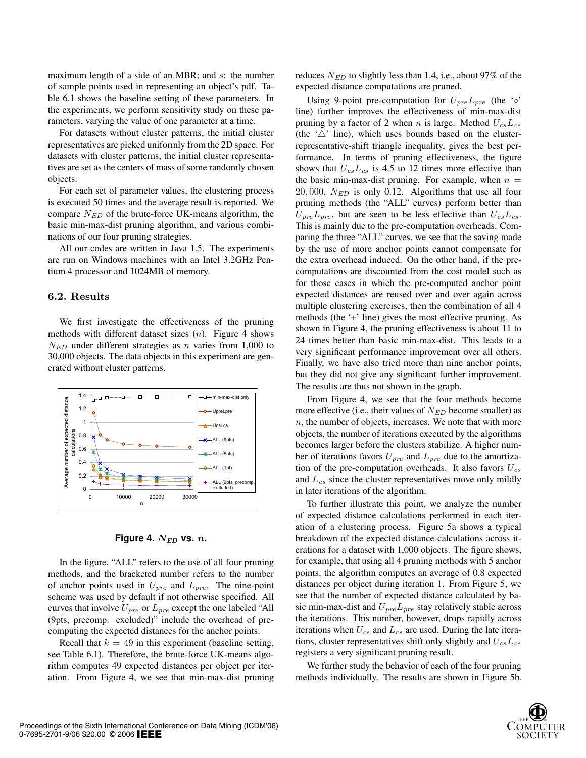maximum length of a side of an MBR; and $s$: the number of sample points used in representing an object's pdf. Table 6.1 shows the baseline setting of these parameters. In the experiments, we perform sensitivity study on these parameters, varying the value of one parameter at a time.

For datasets without cluster patterns, the initial cluster representatives are picked uniformly from the 2D space. For datasets with cluster patterns, the initial cluster representatives are set as the centers of mass of some randomly chosen objects.

For each set of parameter values, the clustering process is executed 50 times and the average result is reported. We compare $N_{ED}$ of the brute-force UK-means algorithm, the basic min-max-dist pruning algorithm, and various combinations of our four pruning strategies.

All our codes are written in Java 1.5. The experiments are run on Windows machines with an Intel 3.2GHz Pentium 4 processor and 1024MB of memory.

## 6.2. Results

We first investigate the effectiveness of the pruning methods with different dataset sizes ($n$). Figure 4 shows $N_{ED}$ under different strategies as $n$ varies from 1,000 to 30,000 objects. The data objects in this experiment are generated without cluster patterns.

**Figure 4. $N_{ED}$ vs. $n$.**

In the figure, "ALL" refers to the use of all four pruning methods, and the bracketed number refers to the number of anchor points used in $U_{pre}$ and $L_{pre}$. The nine-point scheme was used by default if not otherwise specified. All curves that involve $U_{pre}$ or $L_{pre}$ except the one labeled "All (9pts, precomp. excluded)" include the overhead of pre-computing the expected distances for the anchor points.

Recall that $k = 49$ in this experiment (baseline setting, see Table 6.1). Therefore, the brute-force UK-means algorithm computes 49 expected distances per object per iteration. From Figure 4, we see that min-max-dist pruning reduces $N_{ED}$ to slightly less than 1.4, i.e., about 97% of the expected distance computations are pruned.

Using 9-point pre-computation for $U_{pre}L_{pre}$ (the '$\diamond$' line) further improves the effectiveness of min-max-dist pruning by a factor of 2 when $n$ is large. Method $U_{cs}L_{cs}$ (the '$\triangle$' line), which uses bounds based on the cluster-representative-shift triangle inequality, gives the best performance. In terms of pruning effectiveness, the figure shows that $U_{cs}L_{cs}$ is 4.5 to 12 times more effective than the basic min-max-dist pruning. For example, when $n = 20,000$, $N_{ED}$ is only 0.12. Algorithms that use all four pruning methods (the "ALL" curves) perform better than $U_{pre}L_{pre}$, but are seen to be less effective than $U_{cs}L_{cs}$. This is mainly due to the pre-computation overheads. Comparing the three "ALL" curves, we see that the saving made by the use of more anchor points cannot compensate for the extra overhead induced. On the other hand, if the pre-computations are discounted from the cost model such as for those cases in which the pre-computed anchor point expected distances are reused over and over again across multiple clustering exercises, then the combination of all 4 methods (the '+' line) gives the most effective pruning. As shown in Figure 4, the pruning effectiveness is about 11 to 24 times better than basic min-max-dist. This leads to a very significant performance improvement over all others. Finally, we have also tried more than nine anchor points, but they did not give any significant further improvement. The results are thus not shown in the graph.

From Figure 4, we see that the four methods become more effective (i.e., their values of $N_{ED}$ become smaller) as $n$, the number of objects, increases. We note that with more objects, the number of iterations executed by the algorithms becomes larger before the clusters stabilize. A higher number of iterations favors $U_{pre}$ and $L_{pre}$ due to the amortization of the pre-computation overheads. It also favors $U_{cs}$ and $L_{cs}$ since the cluster representatives move only mildly in later iterations of the algorithm.

To further illustrate this point, we analyze the number of expected distance calculations performed in each iteration of a clustering process. Figure 5a shows a typical breakdown of the expected distance calculations across iterations for a dataset with 1,000 objects. The figure shows, for example, that using all 4 pruning methods with 5 anchor points, the algorithm computes an average of 0.8 expected distances per object during iteration 1. From Figure 5, we see that the number of expected distance calculated by basic min-max-dist and $U_{pre}L_{pre}$ stay relatively stable across the iterations. This number, however, drops rapidly across iterations when $U_{cs}$ and $L_{cs}$ are used. During the late iterations, cluster representatives shift only slightly and $U_{cs}L_{cs}$ registers a very significant pruning result.

We further study the behavior of each of the four pruning methods individually. The results are shown in Figure 5b.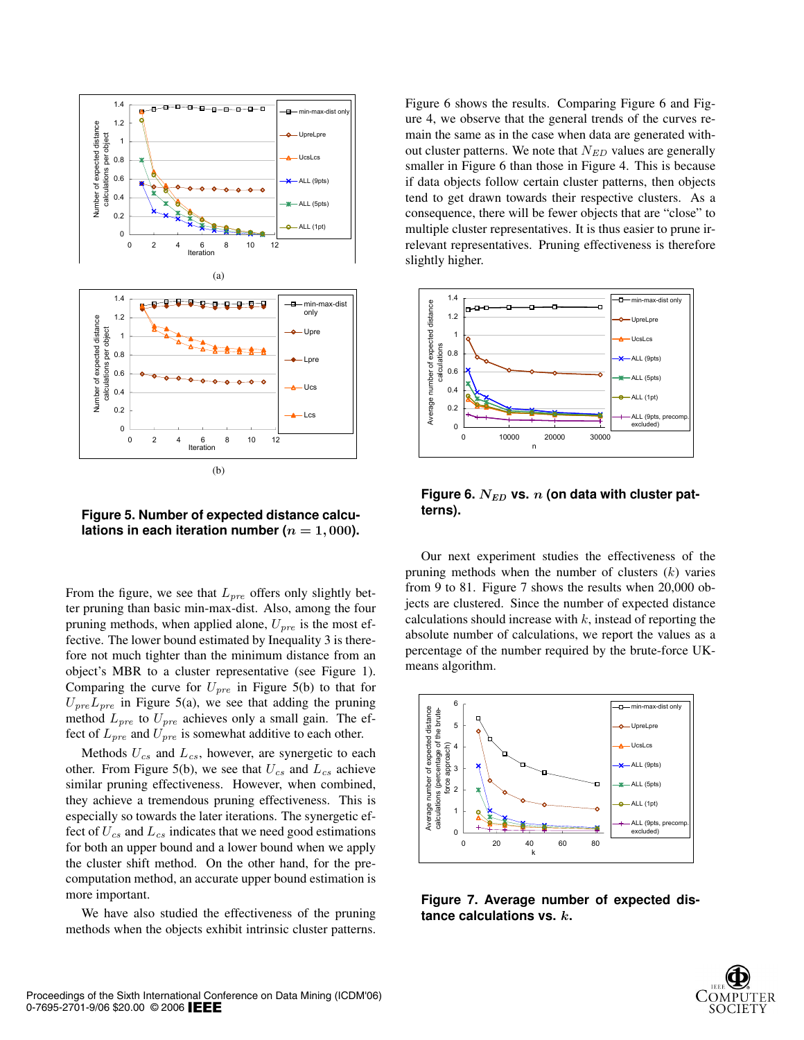(a)

(b)

**Figure 5. Number of expected distance calculations in each iteration number ($n = 1,000$).**

From the figure, we see that $L_{pre}$ offers only slightly better pruning than basic min-max-dist. Also, among the four pruning methods, when applied alone, $U_{pre}$ is the most effective. The lower bound estimated by Inequality 3 is therefore not much tighter than the minimum distance from an object's MBR to a cluster representative (see Figure 1). Comparing the curve for $U_{pre}$ in Figure 5(b) to that for $U_{pre}L_{pre}$ in Figure 5(a), we see that adding the pruning method $L_{pre}$ to $U_{pre}$ achieves only a small gain. The effect of $L_{pre}$ and $U_{pre}$ is somewhat additive to each other.

Methods $U_{cs}$ and $L_{cs}$, however, are synergetic to each other. From Figure 5(b), we see that $U_{cs}$ and $L_{cs}$ achieve similar pruning effectiveness. However, when combined, they achieve a tremendous pruning effectiveness. This is especially so towards the later iterations. The synergetic effect of $U_{cs}$ and $L_{cs}$ indicates that we need good estimations for both an upper bound and a lower bound when we apply the cluster shift method. On the other hand, for the pre-computation method, an accurate upper bound estimation is more important.

We have also studied the effectiveness of the pruning methods when the objects exhibit intrinsic cluster patterns. Figure 6 shows the results. Comparing Figure 6 and Figure 4, we observe that the general trends of the curves remain the same as in the case when data are generated without cluster patterns. We note that $N_{ED}$ values are generally smaller in Figure 6 than those in Figure 4. This is because if data objects follow certain cluster patterns, then objects tend to get drawn towards their respective clusters. As a consequence, there will be fewer objects that are "close" to multiple cluster representatives. It is thus easier to prune irrelevant representatives. Pruning effectiveness is therefore slightly higher.

**Figure 6. $N_{ED}$ vs. $n$ (on data with cluster patterns).**

Our next experiment studies the effectiveness of the pruning methods when the number of clusters ($k$) varies from 9 to 81. Figure 7 shows the results when 20,000 objects are clustered. Since the number of expected distance calculations should increase with $k$, instead of reporting the absolute number of calculations, we report the values as a percentage of the number required by the brute-force UK-means algorithm.

**Figure 7. Average number of expected distance calculations vs. $k$.**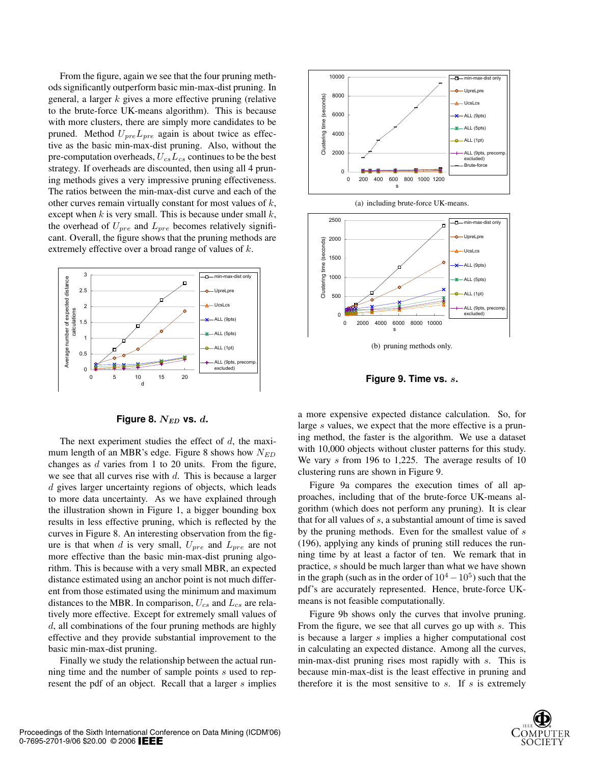From the figure, again we see that the four pruning methods significantly outperform basic min-max-dist pruning. In general, a larger $k$ gives a more effective pruning (relative to the brute-force UK-means algorithm). This is because with more clusters, there are simply more candidates to be pruned. Method $U_{pre}L_{pre}$ again is about twice as effective as the basic min-max-dist pruning. Also, without the pre-computation overheads, $U_{cs}L_{cs}$ continues to be the best strategy. If overheads are discounted, then using all 4 pruning methods gives a very impressive pruning effectiveness. The ratios between the min-max-dist curve and each of the other curves remain virtually constant for most values of $k$, except when $k$ is very small. This is because under small $k$, the overhead of $U_{pre}$ and $L_{pre}$ becomes relatively significant. Overall, the figure shows that the pruning methods are extremely effective over a broad range of values of $k$.

**Figure 8. $N_{ED}$ vs. $d$.**

The next experiment studies the effect of $d$, the maximum length of an MBR's edge. Figure 8 shows how $N_{ED}$ changes as $d$ varies from 1 to 20 units. From the figure, we see that all curves rise with $d$. This is because a larger $d$ gives larger uncertainty regions of objects, which leads to more data uncertainty. As we have explained through the illustration shown in Figure 1, a bigger bounding box results in less effective pruning, which is reflected by the curves in Figure 8. An interesting observation from the figure is that when $d$ is very small, $U_{pre}$ and $L_{pre}$ are not more effective than the basic min-max-dist pruning algorithm. This is because with a very small MBR, an expected distance estimated using an anchor point is not much different from those estimated using the minimum and maximum distances to the MBR. In comparison, $U_{cs}$ and $L_{cs}$ are relatively more effective. Except for extremely small values of $d$, all combinations of the four pruning methods are highly effective and they provide substantial improvement to the basic min-max-dist pruning.

Finally we study the relationship between the actual running time and the number of sample points $s$ used to represent the pdf of an object. Recall that a larger $s$ implies a more expensive expected distance calculation. So, for large $s$ values, we expect that the more effective is a pruning method, the faster is the algorithm. We use a dataset with 10,000 objects without cluster patterns for this study. We vary $s$ from 196 to 1,225. The average results of 10 clustering runs are shown in Figure 9.

(a) including brute-force UK-means.

(b) pruning methods only.

**Figure 9. Time vs. $s$.**

Figure 9a compares the execution times of all approaches, including that of the brute-force UK-means algorithm (which does not perform any pruning). It is clear that for all values of $s$, a substantial amount of time is saved by the pruning methods. Even for the smallest value of $s$ (196), applying any kinds of pruning still reduces the running time by at least a factor of ten. We remark that in practice, $s$ should be much larger than what we have shown in the graph (such as in the order of $10^4 - 10^5$) such that the pdf's are accurately represented. Hence, brute-force UK-means is not feasible computationally.

Figure 9b shows only the curves that involve pruning. From the figure, we see that all curves go up with $s$. This is because a larger $s$ implies a higher computational cost in calculating an expected distance. Among all the curves, min-max-dist pruning rises most rapidly with $s$. This is because min-max-dist is the least effective in pruning and therefore it is the most sensitive to $s$. If $s$ is extremely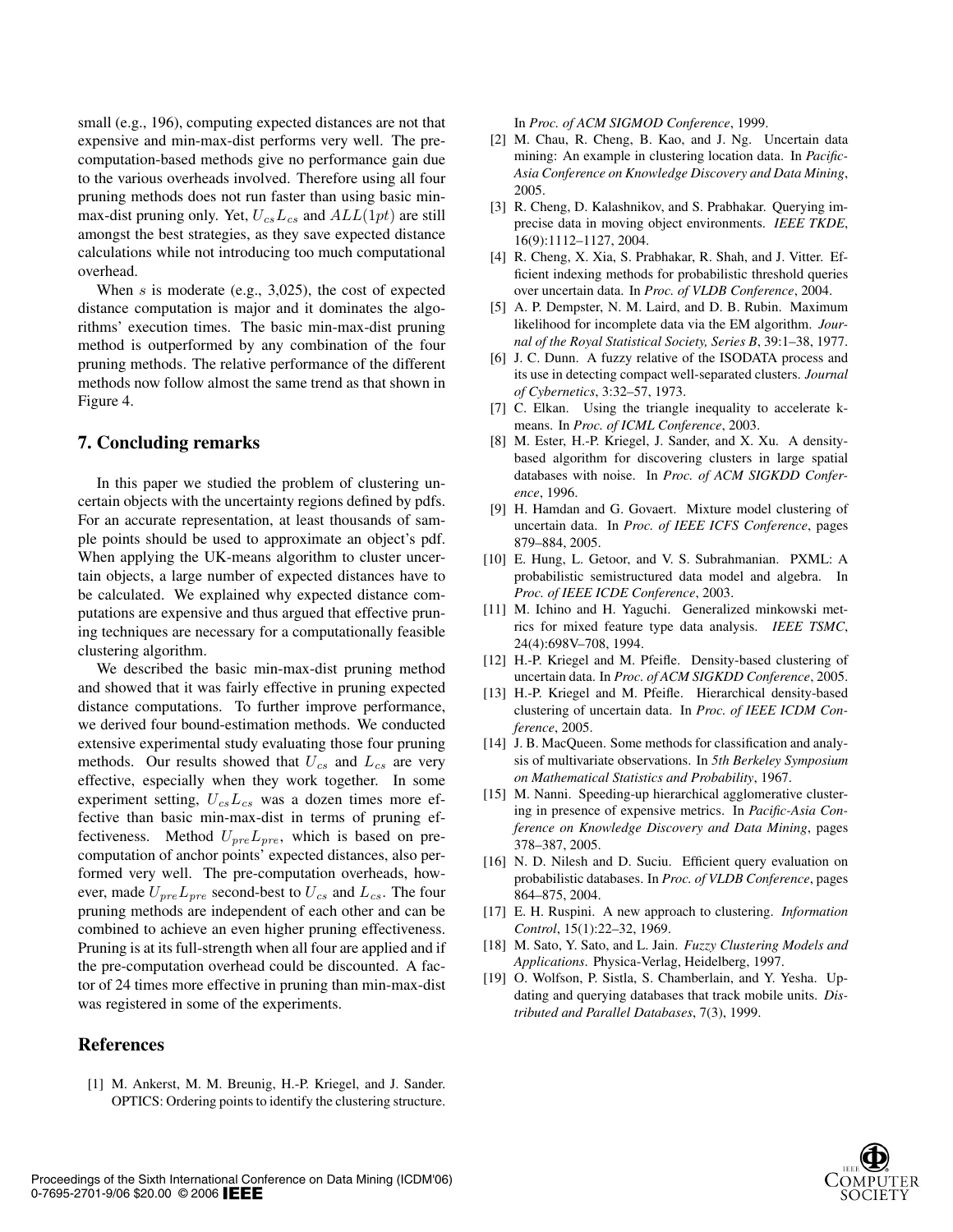small (e.g., 196), computing expected distances are not that expensive and min-max-dist performs very well. The pre-computation-based methods give no performance gain due to the various overheads involved. Therefore using all four pruning methods does not run faster than using basic min-max-dist pruning only. Yet, $U_{cs}L_{cs}$ and $ALL(1pt)$ are still amongst the best strategies, as they save expected distance calculations while not introducing too much computational overhead.

When $s$ is moderate (e.g., 3,025), the cost of expected distance computation is major and it dominates the algorithms' execution times. The basic min-max-dist pruning method is outperformed by any combination of the four pruning methods. The relative performance of the different methods now follow almost the same trend as that shown in Figure 4.

## 7. Concluding remarks

In this paper we studied the problem of clustering uncertain objects with the uncertainty regions defined by pdfs. For an accurate representation, at least thousands of sample points should be used to approximate an object's pdf. When applying the UK-means algorithm to cluster uncertain objects, a large number of expected distances have to be calculated. We explained why expected distance computations are expensive and thus argued that effective pruning techniques are necessary for a computationally feasible clustering algorithm.

We described the basic min-max-dist pruning method and showed that it was fairly effective in pruning expected distance computations. To further improve performance, we derived four bound-estimation methods. We conducted extensive experimental study evaluating those four pruning methods. Our results showed that $U_{cs}$ and $L_{cs}$ are very effective, especially when they work together. In some experiment setting, $U_{cs}L_{cs}$ was a dozen times more effective than basic min-max-dist in terms of pruning effectiveness. Method $U_{pre}L_{pre}$, which is based on pre-computation of anchor points' expected distances, also performed very well. The pre-computation overheads, however, made $U_{pre}L_{pre}$ second-best to $U_{cs}$ and $L_{cs}$. The four pruning methods are independent of each other and can be combined to achieve an even higher pruning effectiveness. Pruning is at its full-strength when all four are applied and if the pre-computation overhead could be discounted. A factor of 24 times more effective in pruning than min-max-dist was registered in some of the experiments.

## References

[1] M. Ankerst, M. M. Breunig, H.-P. Kriegel, and J. Sander. OPTICS: Ordering points to identify the clustering structure. In *Proc. of ACM SIGMOD Conference*, 1999.

[2] M. Chau, R. Cheng, B. Kao, and J. Ng. Uncertain data mining: An example in clustering location data. In *Pacific-Asia Conference on Knowledge Discovery and Data Mining*, 2005.

[3] R. Cheng, D. Kalashnikov, and S. Prabhakar. Querying imprecise data in moving object environments. *IEEE TKDE*, 16(9):1112–1127, 2004.

[4] R. Cheng, X. Xia, S. Prabhakar, R. Shah, and J. Vitter. Efficient indexing methods for probabilistic threshold queries over uncertain data. In *Proc. of VLDB Conference*, 2004.

[5] A. P. Dempster, N. M. Laird, and D. B. Rubin. Maximum likelihood for incomplete data via the EM algorithm. *Journal of the Royal Statistical Society, Series B*, 39:1–38, 1977.

[6] J. C. Dunn. A fuzzy relative of the ISODATA process and its use in detecting compact well-separated clusters. *Journal of Cybernetics*, 3:32–57, 1973.

[7] C. Elkan. Using the triangle inequality to accelerate k-means. In *Proc. of ICML Conference*, 2003.

[8] M. Ester, H.-P. Kriegel, J. Sander, and X. Xu. A density-based algorithm for discovering clusters in large spatial databases with noise. In *Proc. of ACM SIGKDD Conference*, 1996.

[9] H. Hamdan and G. Govaert. Mixture model clustering of uncertain data. In *Proc. of IEEE ICFS Conference*, pages 879–884, 2005.

[10] E. Hung, L. Getoor, and V. S. Subrahmanian. PXML: A probabilistic semistructured data model and algebra. In *Proc. of IEEE ICDE Conference*, 2003.

[11] M. Ichino and H. Yaguchi. Generalized minkowski metrics for mixed feature type data analysis. *IEEE TSMC*, 24(4):698V–708, 1994.

[12] H.-P. Kriegel and M. Pfeifle. Density-based clustering of uncertain data. In *Proc. of ACM SIGKDD Conference*, 2005.

[13] H.-P. Kriegel and M. Pfeifle. Hierarchical density-based clustering of uncertain data. In *Proc. of IEEE ICDM Conference*, 2005.

[14] J. B. MacQueen. Some methods for classification and analysis of multivariate observations. In *5th Berkeley Symposium on Mathematical Statistics and Probability*, 1967.

[15] M. Nanni. Speeding-up hierarchical agglomerative clustering in presence of expensive metrics. In *Pacific-Asia Conference on Knowledge Discovery and Data Mining*, pages 378–387, 2005.

[16] N. D. Nilesh and D. Suciu. Efficient query evaluation on probabilistic databases. In *Proc. of VLDB Conference*, pages 864–875, 2004.

[17] E. H. Ruspini. A new approach to clustering. *Information Control*, 15(1):22–32, 1969.

[18] M. Sato, Y. Sato, and L. Jain. *Fuzzy Clustering Models and Applications*. Physica-Verlag, Heidelberg, 1997.

[19] O. Wolfson, P. Sistla, S. Chamberlain, and Y. Yesha. Updating and querying databases that track mobile units. *Distributed and Parallel Databases*, 7(3), 1999.